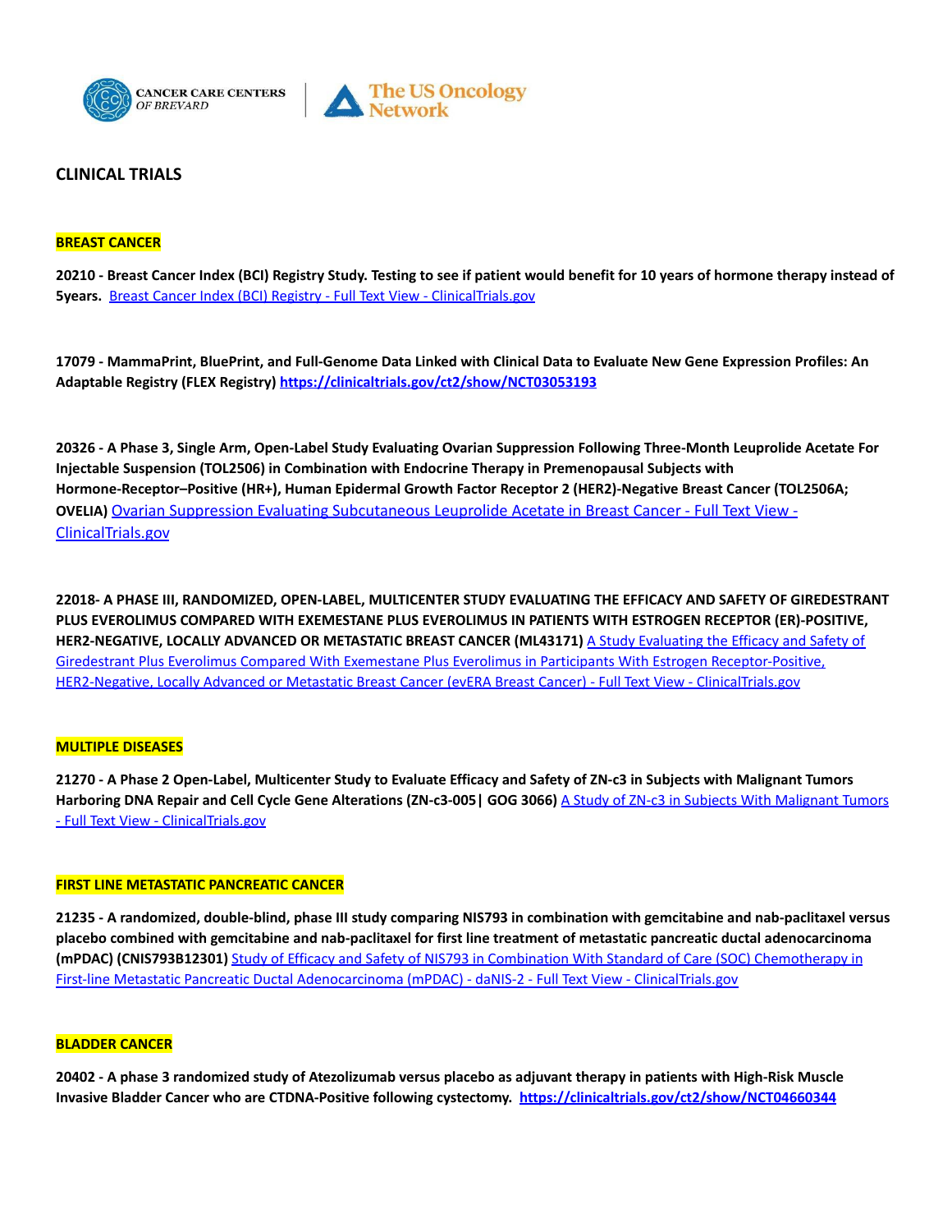CANCER CARE CENTERS OF BREVARD | The US Oncology Network

## CLINICAL TRIALS

### BREAST CANCER

**20210 - Breast Cancer Index (BCI) Registry Study. Testing to see if patient would benefit for 10 years of hormone therapy instead of 5years.** [Breast Cancer Index (BCI) Registry - Full Text View - ClinicalTrials.gov]

**17079 - MammaPrint, BluePrint, and Full-Genome Data Linked with Clinical Data to Evaluate New Gene Expression Profiles: An Adaptable Registry (FLEX Registry)** **https://clinicaltrials.gov/ct2/show/NCT03053193**

**20326 - A Phase 3, Single Arm, Open-Label Study Evaluating Ovarian Suppression Following Three-Month Leuprolide Acetate For Injectable Suspension (TOL2506) in Combination with Endocrine Therapy in Premenopausal Subjects with Hormone-Receptor–Positive (HR+), Human Epidermal Growth Factor Receptor 2 (HER2)-Negative Breast Cancer (TOL2506A; OVELIA)** [Ovarian Suppression Evaluating Subcutaneous Leuprolide Acetate in Breast Cancer - Full Text View - ClinicalTrials.gov]

**22018- A PHASE III, RANDOMIZED, OPEN-LABEL, MULTICENTER STUDY EVALUATING THE EFFICACY AND SAFETY OF GIREDESTRANT PLUS EVEROLIMUS COMPARED WITH EXEMESTANE PLUS EVEROLIMUS IN PATIENTS WITH ESTROGEN RECEPTOR (ER)-POSITIVE, HER2-NEGATIVE, LOCALLY ADVANCED OR METASTATIC BREAST CANCER (ML43171)** [A Study Evaluating the Efficacy and Safety of Giredestrant Plus Everolimus Compared With Exemestane Plus Everolimus in Participants With Estrogen Receptor-Positive, HER2-Negative, Locally Advanced or Metastatic Breast Cancer (evERA Breast Cancer) - Full Text View - ClinicalTrials.gov]

### MULTIPLE DISEASES

**21270 - A Phase 2 Open-Label, Multicenter Study to Evaluate Efficacy and Safety of ZN-c3 in Subjects with Malignant Tumors Harboring DNA Repair and Cell Cycle Gene Alterations (ZN-c3-005| GOG 3066)** [A Study of ZN-c3 in Subjects With Malignant Tumors - Full Text View - ClinicalTrials.gov]

### FIRST LINE METASTATIC PANCREATIC CANCER

**21235 - A randomized, double-blind, phase III study comparing NIS793 in combination with gemcitabine and nab-paclitaxel versus placebo combined with gemcitabine and nab-paclitaxel for first line treatment of metastatic pancreatic ductal adenocarcinoma (mPDAC) (CNIS793B12301)** [Study of Efficacy and Safety of NIS793 in Combination With Standard of Care (SOC) Chemotherapy in First-line Metastatic Pancreatic Ductal Adenocarcinoma (mPDAC) - daNIS-2 - Full Text View - ClinicalTrials.gov]

### BLADDER CANCER

**20402 - A phase 3 randomized study of Atezolizumab versus placebo as adjuvant therapy in patients with High-Risk Muscle Invasive Bladder Cancer who are CTDNA-Positive following cystectomy.** **https://clinicaltrials.gov/ct2/show/NCT04660344**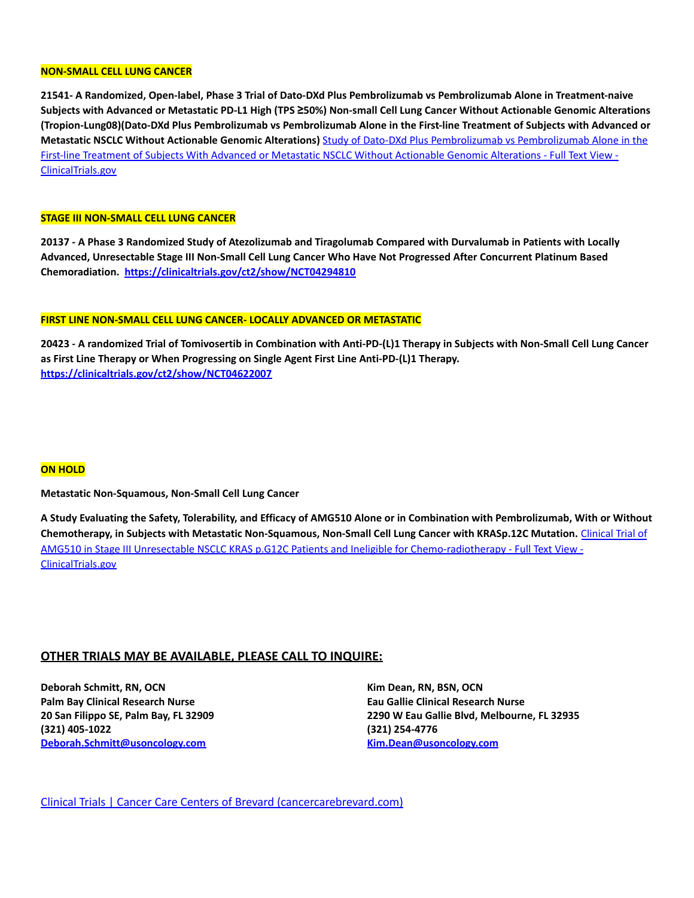**NON-SMALL CELL LUNG CANCER**

**21541- A Randomized, Open-label, Phase 3 Trial of Dato-DXd Plus Pembrolizumab vs Pembrolizumab Alone in Treatment-naive Subjects with Advanced or Metastatic PD-L1 High (TPS ≥50%) Non-small Cell Lung Cancer Without Actionable Genomic Alterations (Tropion-Lung08)(Dato-DXd Plus Pembrolizumab vs Pembrolizumab Alone in the First-line Treatment of Subjects with Advanced or Metastatic NSCLC Without Actionable Genomic Alterations)** Study of Dato-DXd Plus Pembrolizumab vs Pembrolizumab Alone in the First-line Treatment of Subjects With Advanced or Metastatic NSCLC Without Actionable Genomic Alterations - Full Text View - ClinicalTrials.gov

**STAGE III NON-SMALL CELL LUNG CANCER**

**20137 - A Phase 3 Randomized Study of Atezolizumab and Tiragolumab Compared with Durvalumab in Patients with Locally Advanced, Unresectable Stage III Non-Small Cell Lung Cancer Who Have Not Progressed After Concurrent Platinum Based Chemoradiation. https://clinicaltrials.gov/ct2/show/NCT04294810**

**FIRST LINE NON-SMALL CELL LUNG CANCER- LOCALLY ADVANCED OR METASTATIC**

**20423 - A randomized Trial of Tomivosertib in Combination with Anti-PD-(L)1 Therapy in Subjects with Non-Small Cell Lung Cancer as First Line Therapy or When Progressing on Single Agent First Line Anti-PD-(L)1 Therapy. https://clinicaltrials.gov/ct2/show/NCT04622007**

**ON HOLD**

**Metastatic Non-Squamous, Non-Small Cell Lung Cancer**

**A Study Evaluating the Safety, Tolerability, and Efficacy of AMG510 Alone or in Combination with Pembrolizumab, With or Without Chemotherapy, in Subjects with Metastatic Non-Squamous, Non-Small Cell Lung Cancer with KRASp.12C Mutation.** Clinical Trial of AMG510 in Stage III Unresectable NSCLC KRAS p.G12C Patients and Ineligible for Chemo-radiotherapy - Full Text View - ClinicalTrials.gov

## OTHER TRIALS MAY BE AVAILABLE, PLEASE CALL TO INQUIRE:

**Deborah Schmitt, RN, OCN**
**Palm Bay Clinical Research Nurse**
**20 San Filippo SE, Palm Bay, FL 32909**
**(321) 405-1022**
**Deborah.Schmitt@usoncology.com**

**Kim Dean, RN, BSN, OCN**
**Eau Gallie Clinical Research Nurse**
**2290 W Eau Gallie Blvd, Melbourne, FL 32935**
**(321) 254-4776**
**Kim.Dean@usoncology.com**

Clinical Trials | Cancer Care Centers of Brevard (cancercarebrevard.com)